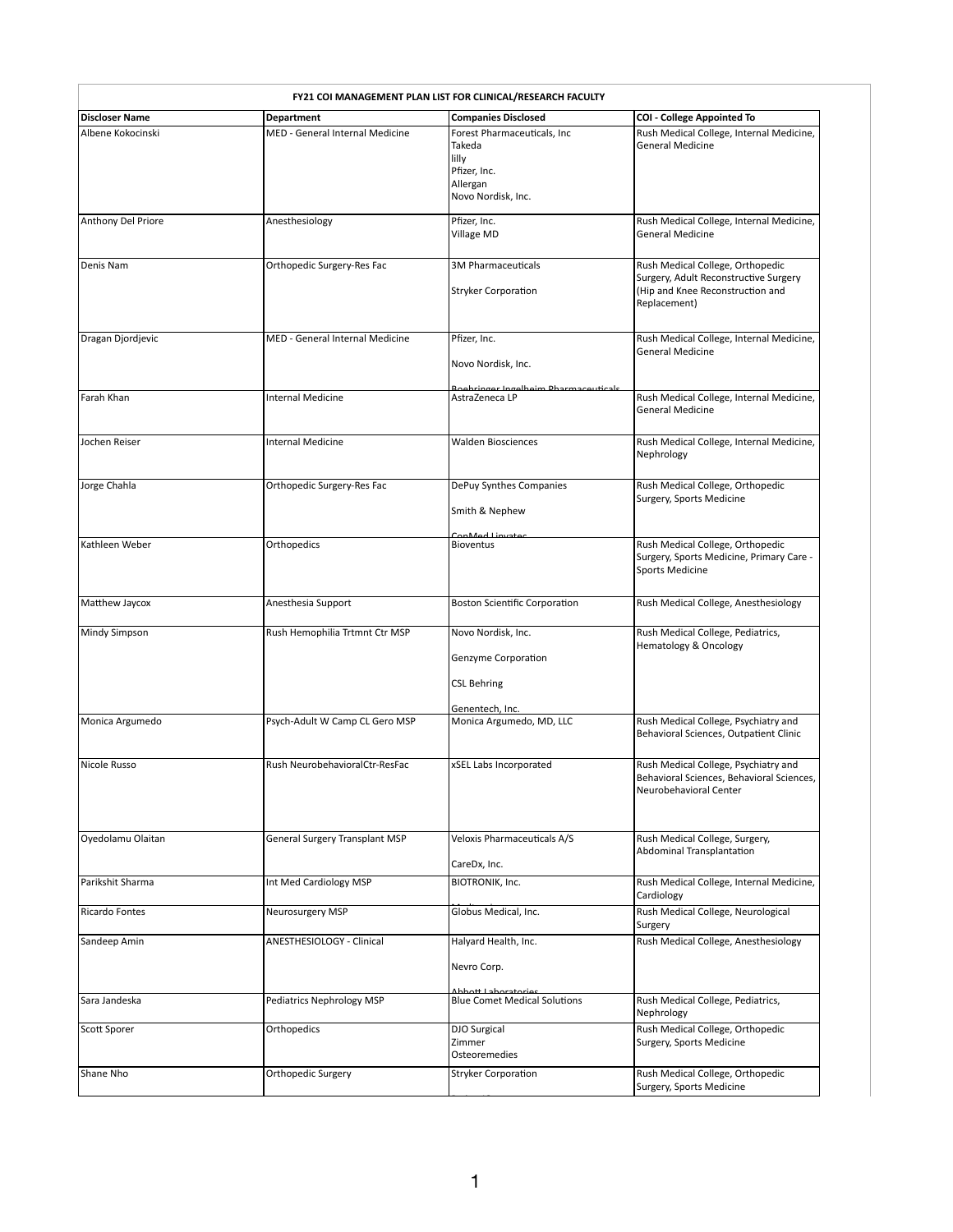| FY21 COI MANAGEMENT PLAN LIST FOR CLINICAL/RESEARCH FACULTY | | | |
|---|---|---|---|
| **Discloser Name** | **Department** | **Companies Disclosed** | **COI - College Appointed To** |
| Albene Kokocinski | MED - General Internal Medicine | Forest Pharmaceuticals, Inc<br>Takeda<br>lilly<br>Pfizer, Inc.<br>Allergan<br>Novo Nordisk, Inc. | Rush Medical College, Internal Medicine, General Medicine |
| Anthony Del Priore | Anesthesiology | Pfizer, Inc.<br>Village MD | Rush Medical College, Internal Medicine, General Medicine |
| Denis Nam | Orthopedic Surgery-Res Fac | 3M Pharmaceuticals<br>Stryker Corporation | Rush Medical College, Orthopedic Surgery, Adult Reconstructive Surgery (Hip and Knee Reconstruction and Replacement) |
| Dragan Djordjevic | MED - General Internal Medicine | Pfizer, Inc.<br>Novo Nordisk, Inc.<br>Boehringer Ingelheim Pharmaceuticals | Rush Medical College, Internal Medicine, General Medicine |
| Farah Khan | Internal Medicine | AstraZeneca LP | Rush Medical College, Internal Medicine, General Medicine |
| Jochen Reiser | Internal Medicine | Walden Biosciences | Rush Medical College, Internal Medicine, Nephrology |
| Jorge Chahla | Orthopedic Surgery-Res Fac | DePuy Synthes Companies<br>Smith & Nephew<br>ConMed Linvatec | Rush Medical College, Orthopedic Surgery, Sports Medicine |
| Kathleen Weber | Orthopedics | Bioventus | Rush Medical College, Orthopedic Surgery, Sports Medicine, Primary Care - Sports Medicine |
| Matthew Jaycox | Anesthesia Support | Boston Scientific Corporation | Rush Medical College, Anesthesiology |
| Mindy Simpson | Rush Hemophilia Trtmnt Ctr MSP | Novo Nordisk, Inc.<br>Genzyme Corporation<br>CSL Behring<br>Genentech, Inc. | Rush Medical College, Pediatrics, Hematology & Oncology |
| Monica Argumedo | Psych-Adult W Camp CL Gero MSP | Monica Argumedo, MD, LLC | Rush Medical College, Psychiatry and Behavioral Sciences, Outpatient Clinic |
| Nicole Russo | Rush NeurobehavioralCtr-ResFac | xSEL Labs Incorporated | Rush Medical College, Psychiatry and Behavioral Sciences, Behavioral Sciences, Neurobehavioral Center |
| Oyedolamu Olaitan | General Surgery Transplant MSP | Veloxis Pharmaceuticals A/S<br>CareDx, Inc. | Rush Medical College, Surgery, Abdominal Transplantation |
| Parikshit Sharma | Int Med Cardiology MSP | BIOTRONIK, Inc. | Rush Medical College, Internal Medicine, Cardiology |
| Ricardo Fontes | Neurosurgery MSP | Globus Medical, Inc. | Rush Medical College, Neurological Surgery |
| Sandeep Amin | ANESTHESIOLOGY - Clinical | Halyard Health, Inc.<br>Nevro Corp.<br>Abbott Laboratories | Rush Medical College, Anesthesiology |
| Sara Jandeska | Pediatrics Nephrology MSP | Blue Comet Medical Solutions | Rush Medical College, Pediatrics, Nephrology |
| Scott Sporer | Orthopedics | DJO Surgical<br>Zimmer<br>Osteoremedies | Rush Medical College, Orthopedic Surgery, Sports Medicine |
| Shane Nho | Orthopedic Surgery | Stryker Corporation | Rush Medical College, Orthopedic Surgery, Sports Medicine |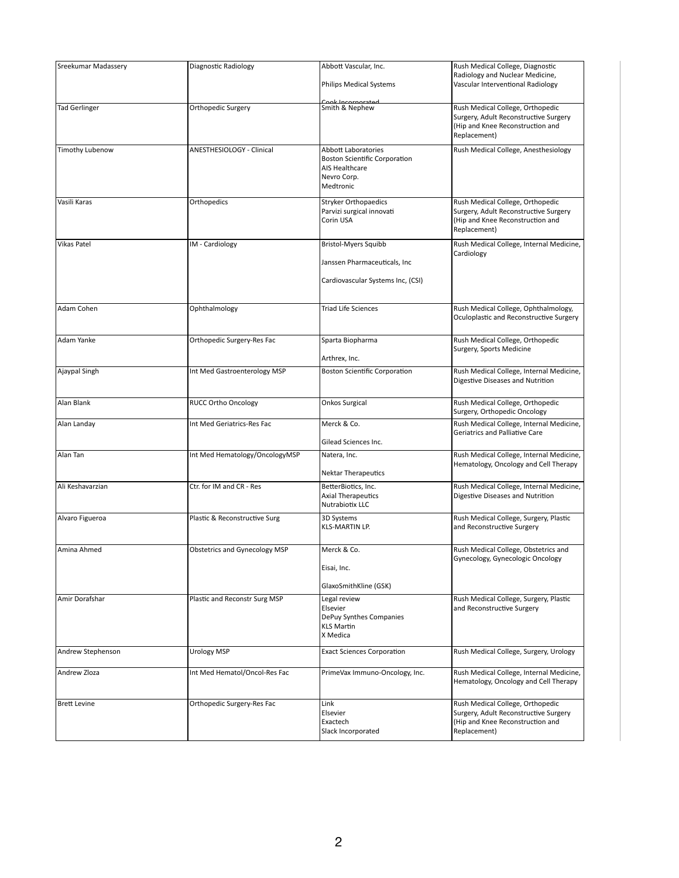| Sreekumar Madassery | Diagnostic Radiology | Abbott Vascular, Inc.<br><br>Philips Medical Systems<br><br>Cook Incorporated | Rush Medical College, Diagnostic Radiology and Nuclear Medicine, Vascular Interventional Radiology |
|---|---|---|---|
| Tad Gerlinger | Orthopedic Surgery | Smith & Nephew | Rush Medical College, Orthopedic Surgery, Adult Reconstructive Surgery (Hip and Knee Reconstruction and Replacement) |
| Timothy Lubenow | ANESTHESIOLOGY - Clinical | Abbott Laboratories<br>Boston Scientific Corporation<br>AIS Healthcare<br>Nevro Corp.<br>Medtronic | Rush Medical College, Anesthesiology |
| Vasili Karas | Orthopedics | Stryker Orthopaedics<br>Parvizi surgical innovati<br>Corin USA | Rush Medical College, Orthopedic Surgery, Adult Reconstructive Surgery (Hip and Knee Reconstruction and Replacement) |
| Vikas Patel | IM - Cardiology | Bristol-Myers Squibb<br><br>Janssen Pharmaceuticals, Inc<br><br>Cardiovascular Systems Inc, (CSI) | Rush Medical College, Internal Medicine, Cardiology |
| Adam Cohen | Ophthalmology | Triad Life Sciences | Rush Medical College, Ophthalmology, Oculoplastic and Reconstructive Surgery |
| Adam Yanke | Orthopedic Surgery-Res Fac | Sparta Biopharma<br><br>Arthrex, Inc. | Rush Medical College, Orthopedic Surgery, Sports Medicine |
| Ajaypal Singh | Int Med Gastroenterology MSP | Boston Scientific Corporation | Rush Medical College, Internal Medicine, Digestive Diseases and Nutrition |
| Alan Blank | RUCC Ortho Oncology | Onkos Surgical | Rush Medical College, Orthopedic Surgery, Orthopedic Oncology |
| Alan Landay | Int Med Geriatrics-Res Fac | Merck & Co.<br><br>Gilead Sciences Inc. | Rush Medical College, Internal Medicine, Geriatrics and Palliative Care |
| Alan Tan | Int Med Hematology/OncologyMSP | Natera, Inc.<br><br>Nektar Therapeutics | Rush Medical College, Internal Medicine, Hematology, Oncology and Cell Therapy |
| Ali Keshavarzian | Ctr. for IM and CR - Res | BetterBiotics, Inc.<br>Axial Therapeutics<br>Nutrabiotix LLC | Rush Medical College, Internal Medicine, Digestive Diseases and Nutrition |
| Alvaro Figueroa | Plastic & Reconstructive Surg | 3D Systems<br>KLS-MARTIN LP. | Rush Medical College, Surgery, Plastic and Reconstructive Surgery |
| Amina Ahmed | Obstetrics and Gynecology MSP | Merck & Co.<br><br>Eisai, Inc.<br><br>GlaxoSmithKline (GSK) | Rush Medical College, Obstetrics and Gynecology, Gynecologic Oncology |
| Amir Dorafshar | Plastic and Reconstr Surg MSP | Legal review<br>Elsevier<br>DePuy Synthes Companies<br>KLS Martin<br>X Medica | Rush Medical College, Surgery, Plastic and Reconstructive Surgery |
| Andrew Stephenson | Urology MSP | Exact Sciences Corporation | Rush Medical College, Surgery, Urology |
| Andrew Zloza | Int Med Hematol/Oncol-Res Fac | PrimeVax Immuno-Oncology, Inc. | Rush Medical College, Internal Medicine, Hematology, Oncology and Cell Therapy |
| Brett Levine | Orthopedic Surgery-Res Fac | Link<br>Elsevier<br>Exactech<br>Slack Incorporated | Rush Medical College, Orthopedic Surgery, Adult Reconstructive Surgery (Hip and Knee Reconstruction and Replacement) |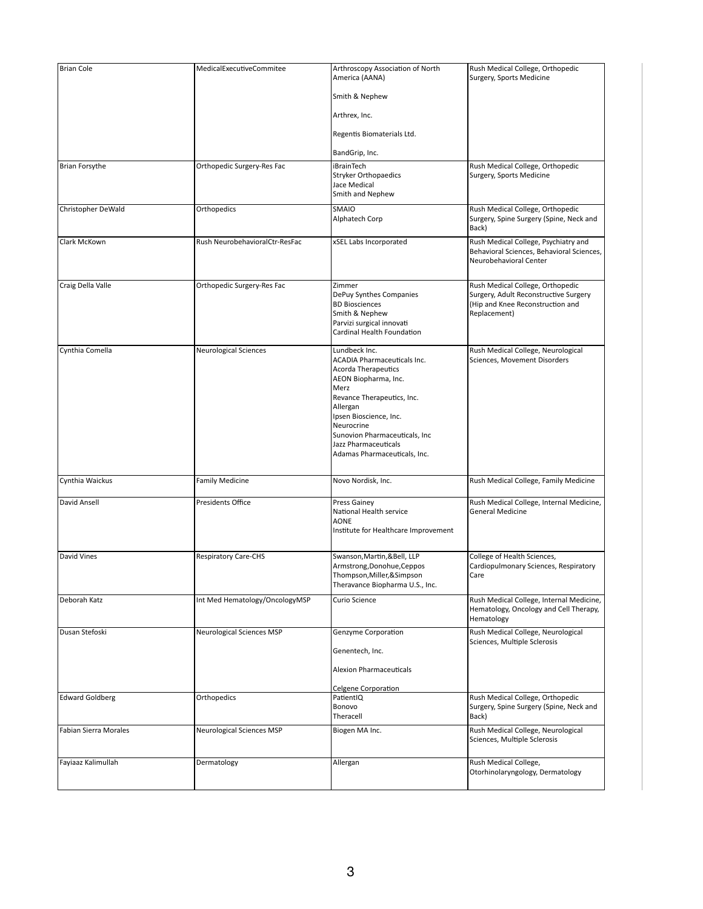| | | | |
|---|---|---|---|
| Brian Cole | MedicalExecutiveCommitee | Arthroscopy Association of North America (AANA)<br><br>Smith & Nephew<br><br>Arthrex, Inc.<br><br>Regentis Biomaterials Ltd.<br><br>BandGrip, Inc. | Rush Medical College, Orthopedic Surgery, Sports Medicine |
| Brian Forsythe | Orthopedic Surgery-Res Fac | iBrainTech<br>Stryker Orthopaedics<br>Jace Medical<br>Smith and Nephew | Rush Medical College, Orthopedic Surgery, Sports Medicine |
| Christopher DeWald | Orthopedics | SMAIO<br>Alphatech Corp | Rush Medical College, Orthopedic Surgery, Spine Surgery (Spine, Neck and Back) |
| Clark McKown | Rush NeurobehavioralCtr-ResFac | xSEL Labs Incorporated | Rush Medical College, Psychiatry and Behavioral Sciences, Behavioral Sciences, Neurobehavioral Center |
| Craig Della Valle | Orthopedic Surgery-Res Fac | Zimmer<br>DePuy Synthes Companies<br>BD Biosciences<br>Smith & Nephew<br>Parvizi surgical innovati<br>Cardinal Health Foundation | Rush Medical College, Orthopedic Surgery, Adult Reconstructive Surgery (Hip and Knee Reconstruction and Replacement) |
| Cynthia Comella | Neurological Sciences | Lundbeck Inc.<br>ACADIA Pharmaceuticals Inc.<br>Acorda Therapeutics<br>AEON Biopharma, Inc.<br>Merz<br>Revance Therapeutics, Inc.<br>Allergan<br>Ipsen Bioscience, Inc.<br>Neurocrine<br>Sunovion Pharmaceuticals, Inc<br>Jazz Pharmaceuticals<br>Adamas Pharmaceuticals, Inc. | Rush Medical College, Neurological Sciences, Movement Disorders |
| Cynthia Waickus | Family Medicine | Novo Nordisk, Inc. | Rush Medical College, Family Medicine |
| David Ansell | Presidents Office | Press Gainey<br>National Health service<br>AONE<br>Institute for Healthcare Improvement | Rush Medical College, Internal Medicine, General Medicine |
| David Vines | Respiratory Care-CHS | Swanson,Martin,&Bell, LLP<br>Armstrong,Donohue,Ceppos<br>Thompson,Miller,&Simpson<br>Theravance Biopharma U.S., Inc. | College of Health Sciences, Cardiopulmonary Sciences, Respiratory Care |
| Deborah Katz | Int Med Hematology/OncologyMSP | Curio Science | Rush Medical College, Internal Medicine, Hematology, Oncology and Cell Therapy, Hematology |
| Dusan Stefoski | Neurological Sciences MSP | Genzyme Corporation<br><br>Genentech, Inc.<br><br>Alexion Pharmaceuticals<br><br>Celgene Corporation | Rush Medical College, Neurological Sciences, Multiple Sclerosis |
| Edward Goldberg | Orthopedics | PatientIQ<br>Bonovo<br>Theracell | Rush Medical College, Orthopedic Surgery, Spine Surgery (Spine, Neck and Back) |
| Fabian Sierra Morales | Neurological Sciences MSP | Biogen MA Inc. | Rush Medical College, Neurological Sciences, Multiple Sclerosis |
| Fayiaaz Kalimullah | Dermatology | Allergan | Rush Medical College, Otorhinolaryngology, Dermatology |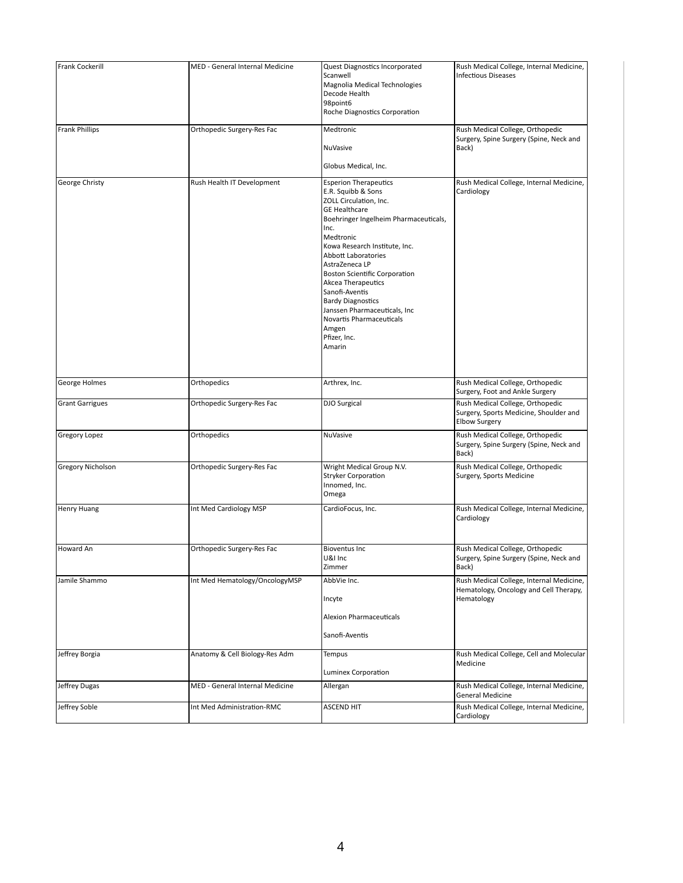| Frank Cockerill | MED - General Internal Medicine | Quest Diagnostics Incorporated<br>Scanwell<br>Magnolia Medical Technologies<br>Decode Health<br>98point6<br>Roche Diagnostics Corporation | Rush Medical College, Internal Medicine, Infectious Diseases |
|---|---|---|---|
| Frank Phillips | Orthopedic Surgery-Res Fac | Medtronic<br>NuVasive<br>Globus Medical, Inc. | Rush Medical College, Orthopedic Surgery, Spine Surgery (Spine, Neck and Back) |
| George Christy | Rush Health IT Development | Esperion Therapeutics<br>E.R. Squibb & Sons<br>ZOLL Circulation, Inc.<br>GE Healthcare<br>Boehringer Ingelheim Pharmaceuticals, Inc.<br>Medtronic<br>Kowa Research Institute, Inc.<br>Abbott Laboratories<br>AstraZeneca LP<br>Boston Scientific Corporation<br>Akcea Therapeutics<br>Sanofi-Aventis<br>Bardy Diagnostics<br>Janssen Pharmaceuticals, Inc<br>Novartis Pharmaceuticals<br>Amgen<br>Pfizer, Inc.<br>Amarin | Rush Medical College, Internal Medicine, Cardiology |
| George Holmes | Orthopedics | Arthrex, Inc. | Rush Medical College, Orthopedic Surgery, Foot and Ankle Surgery |
| Grant Garrigues | Orthopedic Surgery-Res Fac | DJO Surgical | Rush Medical College, Orthopedic Surgery, Sports Medicine, Shoulder and Elbow Surgery |
| Gregory Lopez | Orthopedics | NuVasive | Rush Medical College, Orthopedic Surgery, Spine Surgery (Spine, Neck and Back) |
| Gregory Nicholson | Orthopedic Surgery-Res Fac | Wright Medical Group N.V.<br>Stryker Corporation<br>Innomed, Inc.<br>Omega | Rush Medical College, Orthopedic Surgery, Sports Medicine |
| Henry Huang | Int Med Cardiology MSP | CardioFocus, Inc. | Rush Medical College, Internal Medicine, Cardiology |
| Howard An | Orthopedic Surgery-Res Fac | Bioventus Inc<br>U&I Inc<br>Zimmer | Rush Medical College, Orthopedic Surgery, Spine Surgery (Spine, Neck and Back) |
| Jamile Shammo | Int Med Hematology/OncologyMSP | AbbVie Inc.<br>Incyte<br>Alexion Pharmaceuticals<br>Sanofi-Aventis | Rush Medical College, Internal Medicine, Hematology, Oncology and Cell Therapy, Hematology |
| Jeffrey Borgia | Anatomy & Cell Biology-Res Adm | Tempus<br>Luminex Corporation | Rush Medical College, Cell and Molecular Medicine |
| Jeffrey Dugas | MED - General Internal Medicine | Allergan | Rush Medical College, Internal Medicine, General Medicine |
| Jeffrey Soble | Int Med Administration-RMC | ASCEND HIT | Rush Medical College, Internal Medicine, Cardiology |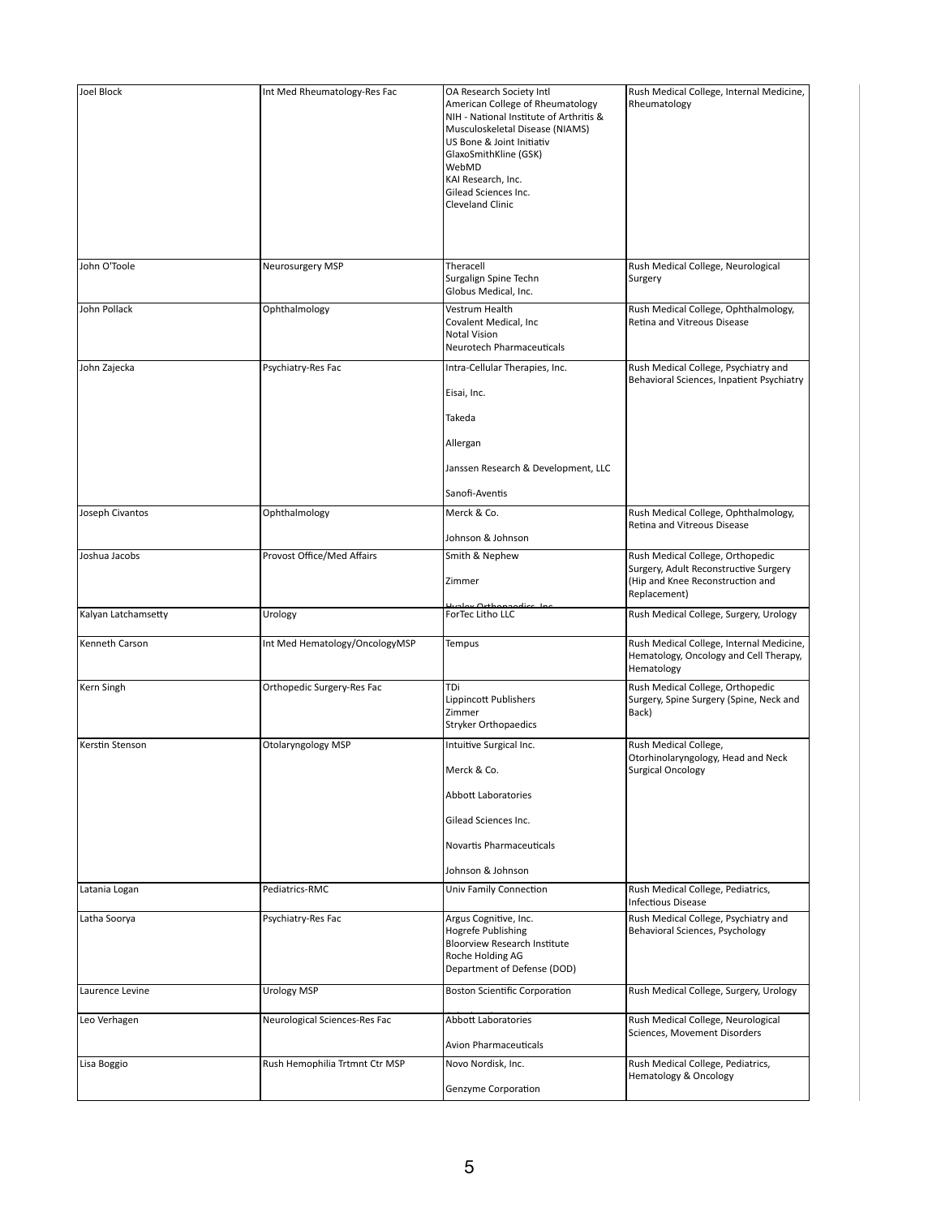| | | | |
|---|---|---|---|
| Joel Block | Int Med Rheumatology-Res Fac | OA Research Society Intl<br>American College of Rheumatology<br>NIH - National Institute of Arthritis & Musculoskeletal Disease (NIAMS)<br>US Bone & Joint Initiativ<br>GlaxoSmithKline (GSK)<br>WebMD<br>KAI Research, Inc.<br>Gilead Sciences Inc.<br>Cleveland Clinic | Rush Medical College, Internal Medicine, Rheumatology |
| John O'Toole | Neurosurgery MSP | Theracell<br>Surgalign Spine Techn<br>Globus Medical, Inc. | Rush Medical College, Neurological Surgery |
| John Pollack | Ophthalmology | Vestrum Health<br>Covalent Medical, Inc<br>Notal Vision<br>Neurotech Pharmaceuticals | Rush Medical College, Ophthalmology, Retina and Vitreous Disease |
| John Zajecka | Psychiatry-Res Fac | Intra-Cellular Therapies, Inc.<br>Eisai, Inc.<br>Takeda<br>Allergan<br>Janssen Research & Development, LLC<br>Sanofi-Aventis | Rush Medical College, Psychiatry and Behavioral Sciences, Inpatient Psychiatry |
| Joseph Civantos | Ophthalmology | Merck & Co.<br>Johnson & Johnson | Rush Medical College, Ophthalmology, Retina and Vitreous Disease |
| Joshua Jacobs | Provost Office/Med Affairs | Smith & Nephew<br>Zimmer<br>Hyalex Orthopaedics, Inc | Rush Medical College, Orthopedic Surgery, Adult Reconstructive Surgery (Hip and Knee Reconstruction and Replacement) |
| Kalyan Latchamsetty | Urology | ForTec Litho LLC | Rush Medical College, Surgery, Urology |
| Kenneth Carson | Int Med Hematology/OncologyMSP | Tempus | Rush Medical College, Internal Medicine, Hematology, Oncology and Cell Therapy, Hematology |
| Kern Singh | Orthopedic Surgery-Res Fac | TDi<br>Lippincott Publishers<br>Zimmer<br>Stryker Orthopaedics | Rush Medical College, Orthopedic Surgery, Spine Surgery (Spine, Neck and Back) |
| Kerstin Stenson | Otolaryngology MSP | Intuitive Surgical Inc.<br>Merck & Co.<br>Abbott Laboratories<br>Gilead Sciences Inc.<br>Novartis Pharmaceuticals<br>Johnson & Johnson | Rush Medical College, Otorhinolaryngology, Head and Neck Surgical Oncology |
| Latania Logan | Pediatrics-RMC | Univ Family Connection | Rush Medical College, Pediatrics, Infectious Disease |
| Latha Soorya | Psychiatry-Res Fac | Argus Cognitive, Inc.<br>Hogrefe Publishing<br>Bloorview Research Institute<br>Roche Holding AG<br>Department of Defense (DOD) | Rush Medical College, Psychiatry and Behavioral Sciences, Psychology |
| Laurence Levine | Urology MSP | Boston Scientific Corporation | Rush Medical College, Surgery, Urology |
| Leo Verhagen | Neurological Sciences-Res Fac | Abbott Laboratories<br>Avion Pharmaceuticals | Rush Medical College, Neurological Sciences, Movement Disorders |
| Lisa Boggio | Rush Hemophilia Trtmnt Ctr MSP | Novo Nordisk, Inc.<br>Genzyme Corporation | Rush Medical College, Pediatrics, Hematology & Oncology |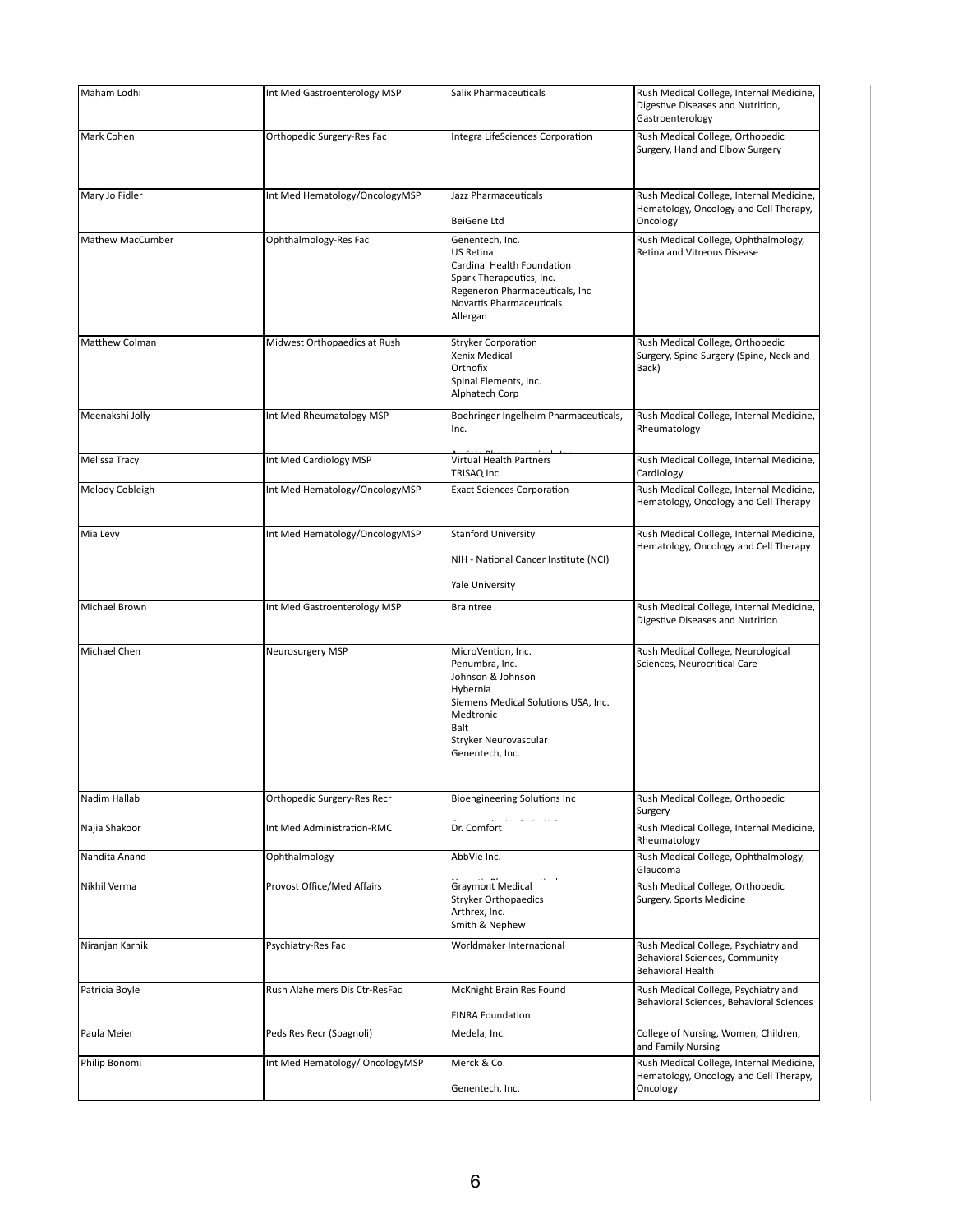| Maham Lodhi | Int Med Gastroenterology MSP | Salix Pharmaceuticals | Rush Medical College, Internal Medicine, Digestive Diseases and Nutrition, Gastroenterology |
|---|---|---|---|
| Mark Cohen | Orthopedic Surgery-Res Fac | Integra LifeSciences Corporation | Rush Medical College, Orthopedic Surgery, Hand and Elbow Surgery |
| Mary Jo Fidler | Int Med Hematology/OncologyMSP | Jazz Pharmaceuticals<br>BeiGene Ltd | Rush Medical College, Internal Medicine, Hematology, Oncology and Cell Therapy, Oncology |
| Mathew MacCumber | Ophthalmology-Res Fac | Genentech, Inc.<br>US Retina<br>Cardinal Health Foundation<br>Spark Therapeutics, Inc.<br>Regeneron Pharmaceuticals, Inc<br>Novartis Pharmaceuticals<br>Allergan | Rush Medical College, Ophthalmology, Retina and Vitreous Disease |
| Matthew Colman | Midwest Orthopaedics at Rush | Stryker Corporation<br>Xenix Medical<br>Orthofix<br>Spinal Elements, Inc.<br>Alphatech Corp | Rush Medical College, Orthopedic Surgery, Spine Surgery (Spine, Neck and Back) |
| Meenakshi Jolly | Int Med Rheumatology MSP | Boehringer Ingelheim Pharmaceuticals, Inc. | Rush Medical College, Internal Medicine, Rheumatology |
| Melissa Tracy | Int Med Cardiology MSP | Virtual Health Partners<br>TRISAQ Inc. | Rush Medical College, Internal Medicine, Cardiology |
| Melody Cobleigh | Int Med Hematology/OncologyMSP | Exact Sciences Corporation | Rush Medical College, Internal Medicine, Hematology, Oncology and Cell Therapy |
| Mia Levy | Int Med Hematology/OncologyMSP | Stanford University<br>NIH - National Cancer Institute (NCI)<br>Yale University | Rush Medical College, Internal Medicine, Hematology, Oncology and Cell Therapy |
| Michael Brown | Int Med Gastroenterology MSP | Braintree | Rush Medical College, Internal Medicine, Digestive Diseases and Nutrition |
| Michael Chen | Neurosurgery MSP | MicroVention, Inc.<br>Penumbra, Inc.<br>Johnson & Johnson<br>Hybernia<br>Siemens Medical Solutions USA, Inc.<br>Medtronic<br>Balt<br>Stryker Neurovascular<br>Genentech, Inc. | Rush Medical College, Neurological Sciences, Neurocritical Care |
| Nadim Hallab | Orthopedic Surgery-Res Recr | Bioengineering Solutions Inc | Rush Medical College, Orthopedic Surgery |
| Najia Shakoor | Int Med Administration-RMC | Dr. Comfort | Rush Medical College, Internal Medicine, Rheumatology |
| Nandita Anand | Ophthalmology | AbbVie Inc. | Rush Medical College, Ophthalmology, Glaucoma |
| Nikhil Verma | Provost Office/Med Affairs | Graymont Medical<br>Stryker Orthopaedics<br>Arthrex, Inc.<br>Smith & Nephew | Rush Medical College, Orthopedic Surgery, Sports Medicine |
| Niranjan Karnik | Psychiatry-Res Fac | Worldmaker International | Rush Medical College, Psychiatry and Behavioral Sciences, Community Behavioral Health |
| Patricia Boyle | Rush Alzheimers Dis Ctr-ResFac | McKnight Brain Res Found<br>FINRA Foundation | Rush Medical College, Psychiatry and Behavioral Sciences, Behavioral Sciences |
| Paula Meier | Peds Res Recr (Spagnoli) | Medela, Inc. | College of Nursing, Women, Children, and Family Nursing |
| Philip Bonomi | Int Med Hematology/ OncologyMSP | Merck & Co.<br>Genentech, Inc. | Rush Medical College, Internal Medicine, Hematology, Oncology and Cell Therapy, Oncology |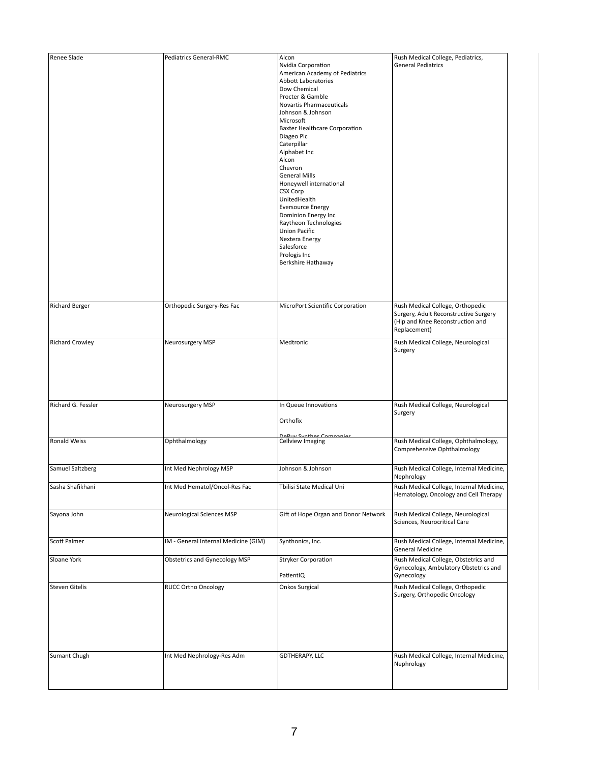| Renee Slade | Pediatrics General-RMC | Alcon<br>Nvidia Corporation<br>American Academy of Pediatrics<br>Abbott Laboratories<br>Dow Chemical<br>Procter & Gamble<br>Novartis Pharmaceuticals<br>Johnson & Johnson<br>Microsoft<br>Baxter Healthcare Corporation<br>Diageo Plc<br>Caterpillar<br>Alphabet Inc<br>Alcon<br>Chevron<br>General Mills<br>Honeywell international<br>CSX Corp<br>UnitedHealth<br>Eversource Energy<br>Dominion Energy Inc<br>Raytheon Technologies<br>Union Pacific<br>Nextera Energy<br>Salesforce<br>Prologis Inc<br>Berkshire Hathaway | Rush Medical College, Pediatrics, General Pediatrics |
|---|---|---|---|
| Richard Berger | Orthopedic Surgery-Res Fac | MicroPort Scientific Corporation | Rush Medical College, Orthopedic Surgery, Adult Reconstructive Surgery (Hip and Knee Reconstruction and Replacement) |
| Richard Crowley | Neurosurgery MSP | Medtronic | Rush Medical College, Neurological Surgery |
| Richard G. Fessler | Neurosurgery MSP | In Queue Innovations<br>Orthofix<br>DePuy Synthes Companies | Rush Medical College, Neurological Surgery |
| Ronald Weiss | Ophthalmology | Cellview Imaging | Rush Medical College, Ophthalmology, Comprehensive Ophthalmology |
| Samuel Saltzberg | Int Med Nephrology MSP | Johnson & Johnson | Rush Medical College, Internal Medicine, Nephrology |
| Sasha Shafikhani | Int Med Hematol/Oncol-Res Fac | Tbilisi State Medical Uni | Rush Medical College, Internal Medicine, Hematology, Oncology and Cell Therapy |
| Sayona John | Neurological Sciences MSP | Gift of Hope Organ and Donor Network | Rush Medical College, Neurological Sciences, Neurocritical Care |
| Scott Palmer | IM - General Internal Medicine (GIM) | Synthonics, Inc. | Rush Medical College, Internal Medicine, General Medicine |
| Sloane York | Obstetrics and Gynecology MSP | Stryker Corporation<br>PatientIQ | Rush Medical College, Obstetrics and Gynecology, Ambulatory Obstetrics and Gynecology |
| Steven Gitelis | RUCC Ortho Oncology | Onkos Surgical | Rush Medical College, Orthopedic Surgery, Orthopedic Oncology |
| Sumant Chugh | Int Med Nephrology-Res Adm | GDTHERAPY, LLC | Rush Medical College, Internal Medicine, Nephrology |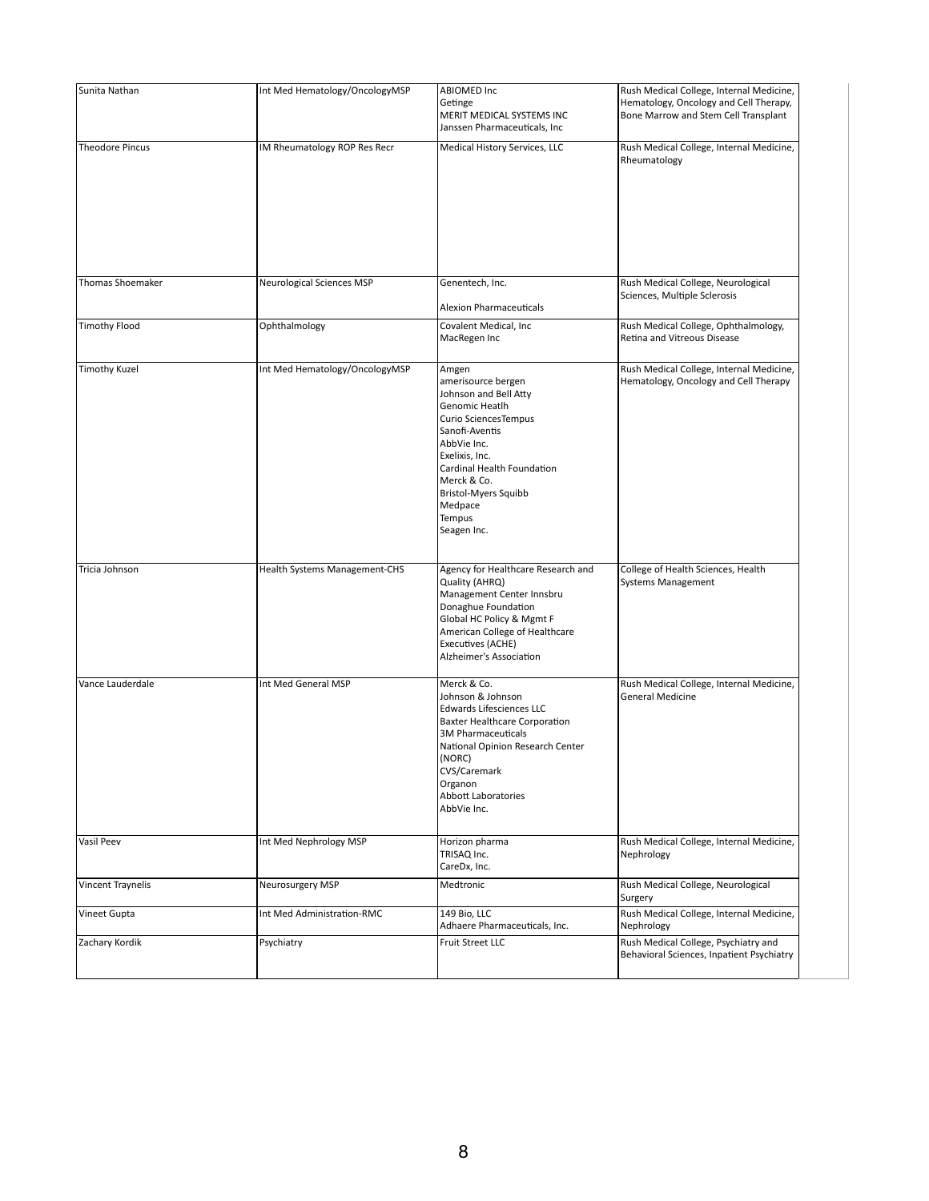| | | | |
|---|---|---|---|
| Sunita Nathan | Int Med Hematology/OncologyMSP | ABIOMED Inc<br>Getinge<br>MERIT MEDICAL SYSTEMS INC<br>Janssen Pharmaceuticals, Inc | Rush Medical College, Internal Medicine, Hematology, Oncology and Cell Therapy, Bone Marrow and Stem Cell Transplant |
| Theodore Pincus | IM Rheumatology ROP Res Recr | Medical History Services, LLC | Rush Medical College, Internal Medicine, Rheumatology |
| Thomas Shoemaker | Neurological Sciences MSP | Genentech, Inc.<br>Alexion Pharmaceuticals | Rush Medical College, Neurological Sciences, Multiple Sclerosis |
| Timothy Flood | Ophthalmology | Covalent Medical, Inc<br>MacRegen Inc | Rush Medical College, Ophthalmology, Retina and Vitreous Disease |
| Timothy Kuzel | Int Med Hematology/OncologyMSP | Amgen<br>amerisource bergen<br>Johnson and Bell Atty<br>Genomic Heatlh<br>Curio SciencesTempus<br>Sanofi-Aventis<br>AbbVie Inc.<br>Exelixis, Inc.<br>Cardinal Health Foundation<br>Merck & Co.<br>Bristol-Myers Squibb<br>Medpace<br>Tempus<br>Seagen Inc. | Rush Medical College, Internal Medicine, Hematology, Oncology and Cell Therapy |
| Tricia Johnson | Health Systems Management-CHS | Agency for Healthcare Research and Quality (AHRQ)<br>Management Center Innsbru<br>Donaghue Foundation<br>Global HC Policy & Mgmt F<br>American College of Healthcare Executives (ACHE)<br>Alzheimer's Association | College of Health Sciences, Health Systems Management |
| Vance Lauderdale | Int Med General MSP | Merck & Co.<br>Johnson & Johnson<br>Edwards Lifesciences LLC<br>Baxter Healthcare Corporation<br>3M Pharmaceuticals<br>National Opinion Research Center (NORC)<br>CVS/Caremark<br>Organon<br>Abbott Laboratories<br>AbbVie Inc. | Rush Medical College, Internal Medicine, General Medicine |
| Vasil Peev | Int Med Nephrology MSP | Horizon pharma<br>TRISAQ Inc.<br>CareDx, Inc. | Rush Medical College, Internal Medicine, Nephrology |
| Vincent Traynelis | Neurosurgery MSP | Medtronic | Rush Medical College, Neurological Surgery |
| Vineet Gupta | Int Med Administration-RMC | 149 Bio, LLC<br>Adhaere Pharmaceuticals, Inc. | Rush Medical College, Internal Medicine, Nephrology |
| Zachary Kordik | Psychiatry | Fruit Street LLC | Rush Medical College, Psychiatry and Behavioral Sciences, Inpatient Psychiatry |